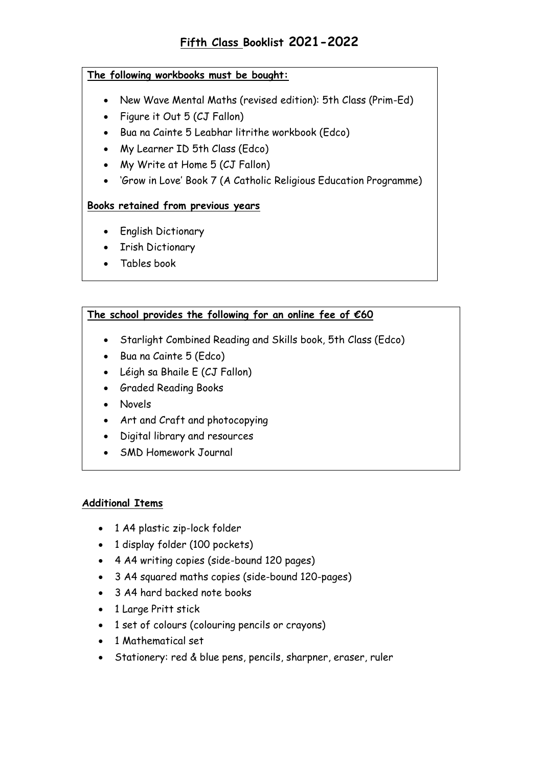# Fifth Class Booklist 2021-2022

**The following workbooks must be bought:**

- New Wave Mental Maths (revised edition): 5th Class (Prim-Ed)
- Figure it Out 5 (CJ Fallon)
- Bua na Cainte 5 Leabhar litrithe workbook (Edco)
- My Learner ID 5th Class (Edco)
- My Write at Home 5 (CJ Fallon)
- 'Grow in Love' Book 7 (A Catholic Religious Education Programme)

**Books retained from previous years**

- English Dictionary
- Irish Dictionary
- Tables book

**The school provides the following for an online fee of €60**

- Starlight Combined Reading and Skills book, 5th Class (Edco)
- Bua na Cainte 5 (Edco)
- Léigh sa Bhaile E (CJ Fallon)
- Graded Reading Books
- Novels
- Art and Craft and photocopying
- Digital library and resources
- SMD Homework Journal

**Additional Items**

- 1 A4 plastic zip-lock folder
- 1 display folder (100 pockets)
- 4 A4 writing copies (side-bound 120 pages)
- 3 A4 squared maths copies (side-bound 120-pages)
- 3 A4 hard backed note books
- 1 Large Pritt stick
- 1 set of colours (colouring pencils or crayons)
- 1 Mathematical set
- Stationery: red & blue pens, pencils, sharpner, eraser, ruler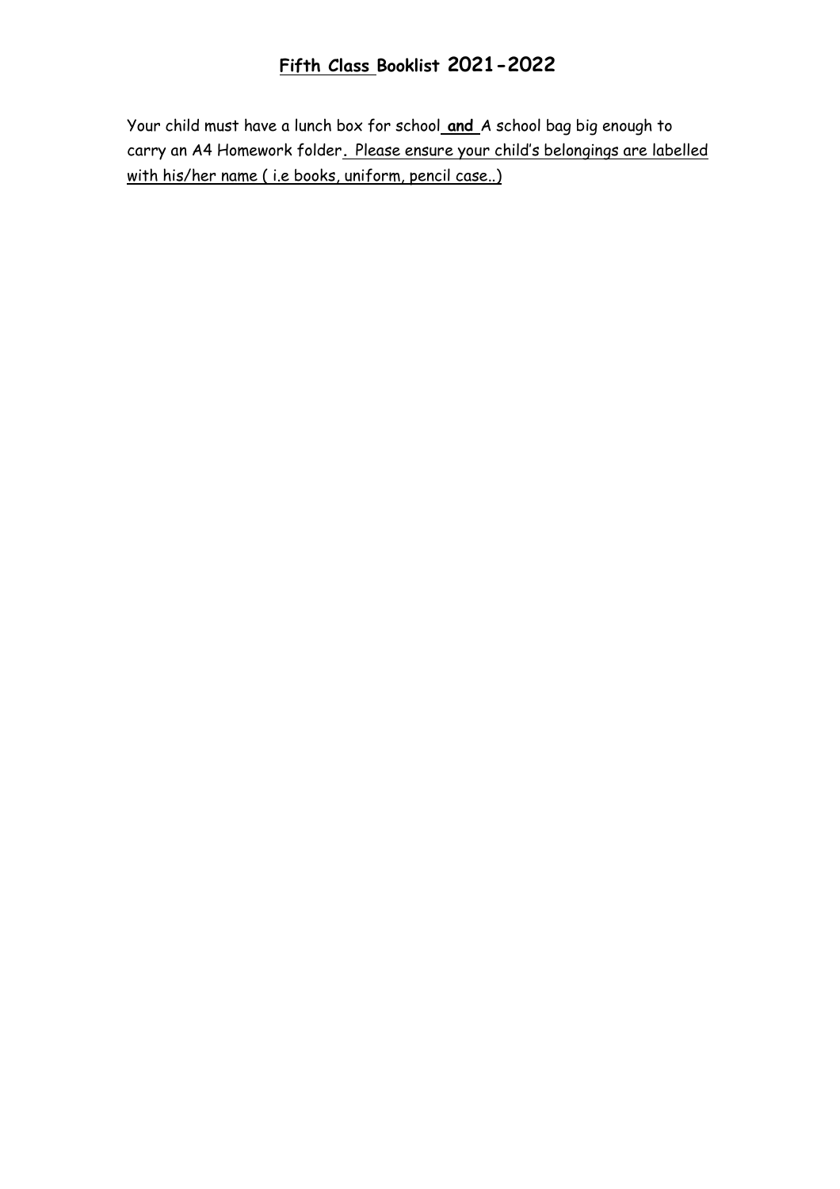# Fifth Class Booklist 2021-2022

Your child must have a lunch box for school **and** A school bag big enough to carry an A4 Homework folder. Please ensure your child's belongings are labelled with his/her name ( i.e books, uniform, pencil case..)